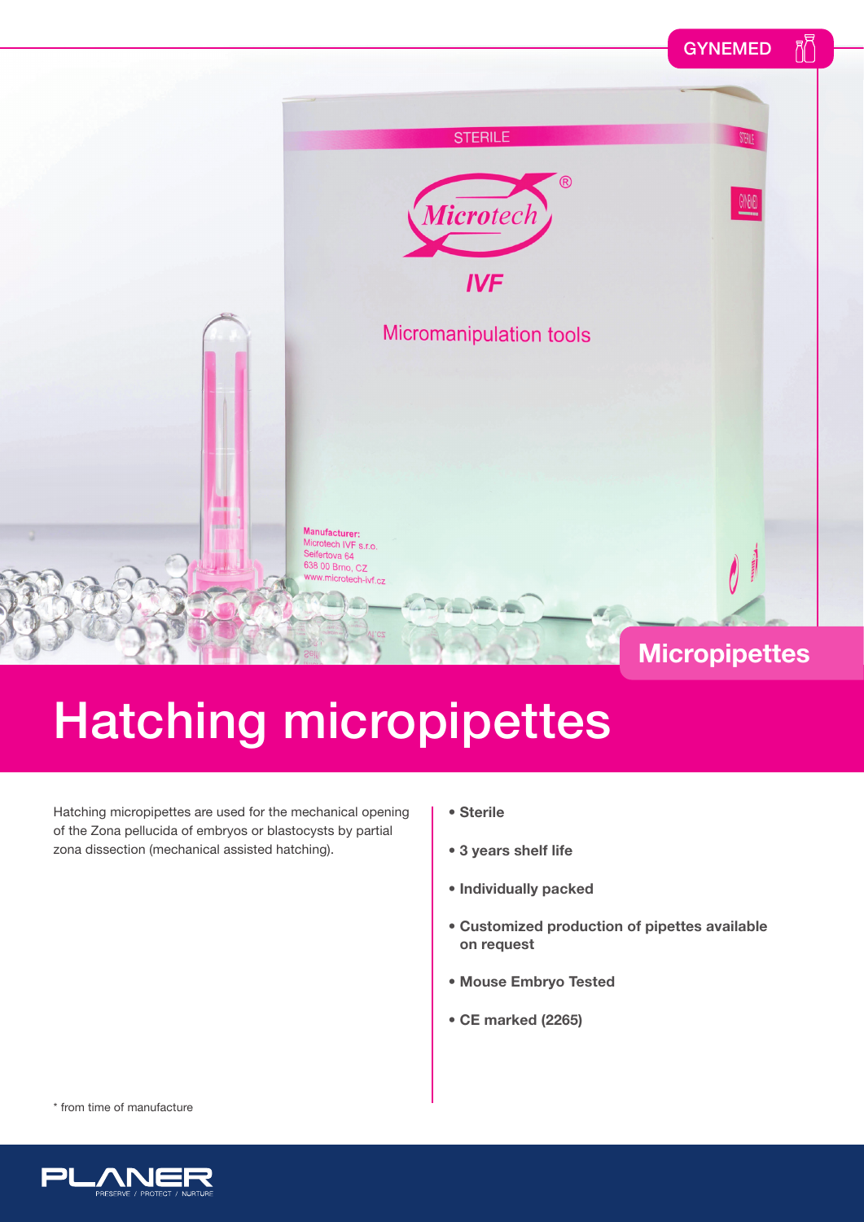GYNEMED

Micropipettes

# Hatching micropipettes

Hatching micropipettes are used for the mechanical opening of the Zona pellucida of embryos or blastocysts by partial zona dissection (mechanical assisted hatching).

- **Sterile**
- **3 years shelf life**
- **Individually packed**
- **Customized production of pipettes available on request**
- **Mouse Embryo Tested**
- **CE marked (2265)**

* from time of manufacture

PLANER
PRESERVE / PROTECT / NURTURE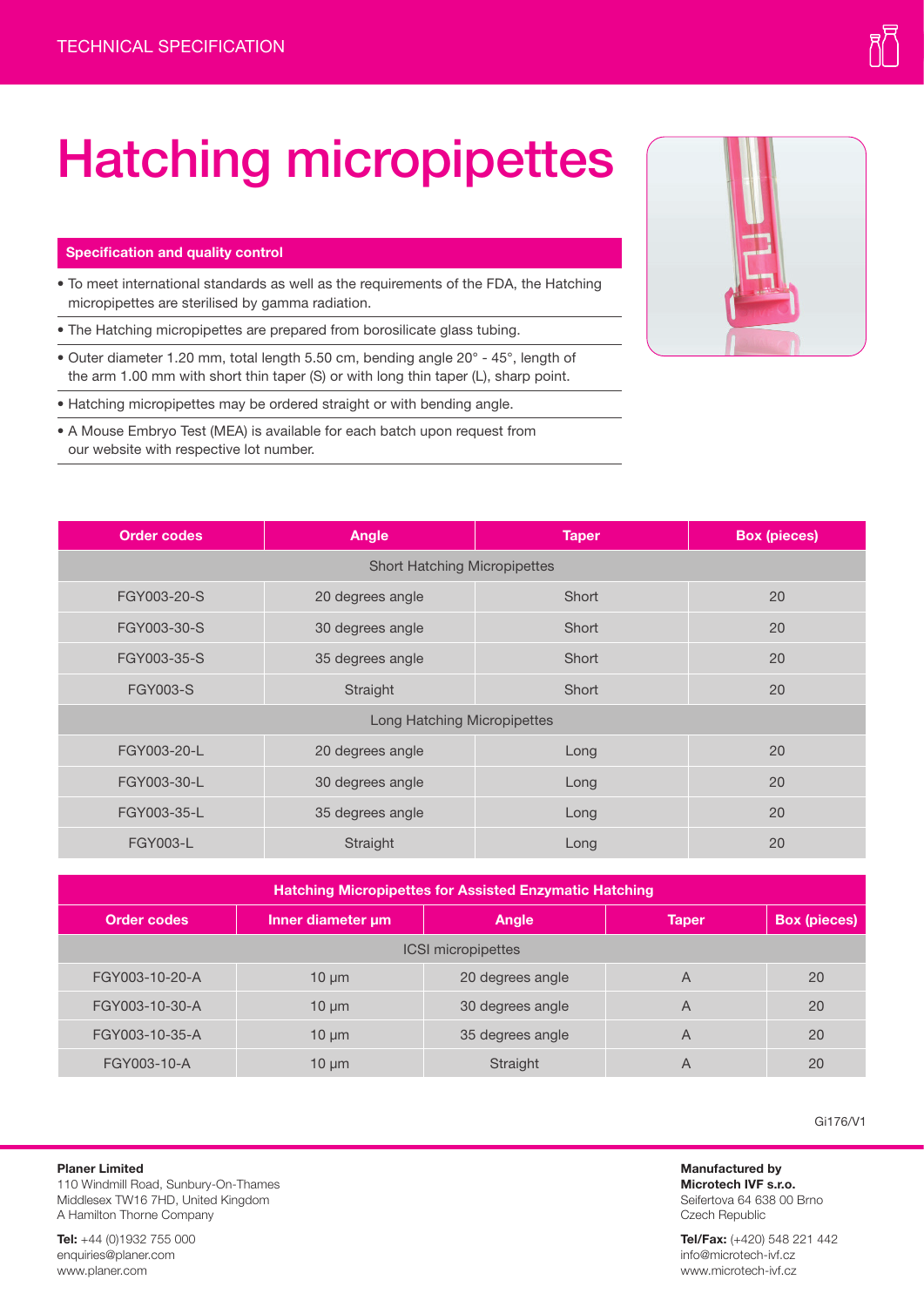TECHNICAL SPECIFICATION

# Hatching micropipettes

## Specification and quality control

- To meet international standards as well as the requirements of the FDA, the Hatching micropipettes are sterilised by gamma radiation.
- The Hatching micropipettes are prepared from borosilicate glass tubing.
- Outer diameter 1.20 mm, total length 5.50 cm, bending angle 20° - 45°, length of the arm 1.00 mm with short thin taper (S) or with long thin taper (L), sharp point.
- Hatching micropipettes may be ordered straight or with bending angle.
- A Mouse Embryo Test (MEA) is available for each batch upon request from our website with respective lot number.

| Order codes | Angle | Taper | Box (pieces) |
|---|---|---|---|
| Short Hatching Micropipettes | | | |
| FGY003-20-S | 20 degrees angle | Short | 20 |
| FGY003-30-S | 30 degrees angle | Short | 20 |
| FGY003-35-S | 35 degrees angle | Short | 20 |
| FGY003-S | Straight | Short | 20 |
| Long Hatching Micropipettes | | | |
| FGY003-20-L | 20 degrees angle | Long | 20 |
| FGY003-30-L | 30 degrees angle | Long | 20 |
| FGY003-35-L | 35 degrees angle | Long | 20 |
| FGY003-L | Straight | Long | 20 |

**Hatching Micropipettes for Assisted Enzymatic Hatching**

| Order codes | Inner diameter µm | Angle | Taper | Box (pieces) |
|---|---|---|---|---|
| ICSI micropipettes | | | | |
| FGY003-10-20-A | 10 µm | 20 degrees angle | A | 20 |
| FGY003-10-30-A | 10 µm | 30 degrees angle | A | 20 |
| FGY003-10-35-A | 10 µm | 35 degrees angle | A | 20 |
| FGY003-10-A | 10 µm | Straight | A | 20 |

Gi176/V1

**Planer Limited**
110 Windmill Road, Sunbury-On-Thames
Middlesex TW16 7HD, United Kingdom
A Hamilton Thorne Company

**Tel:** +44 (0)1932 755 000
enquiries@planer.com
www.planer.com

**Manufactured by**
**Microtech IVF s.r.o.**
Seifertova 64 638 00 Brno
Czech Republic

**Tel/Fax:** (+420) 548 221 442
info@microtech-ivf.cz
www.microtech-ivf.cz